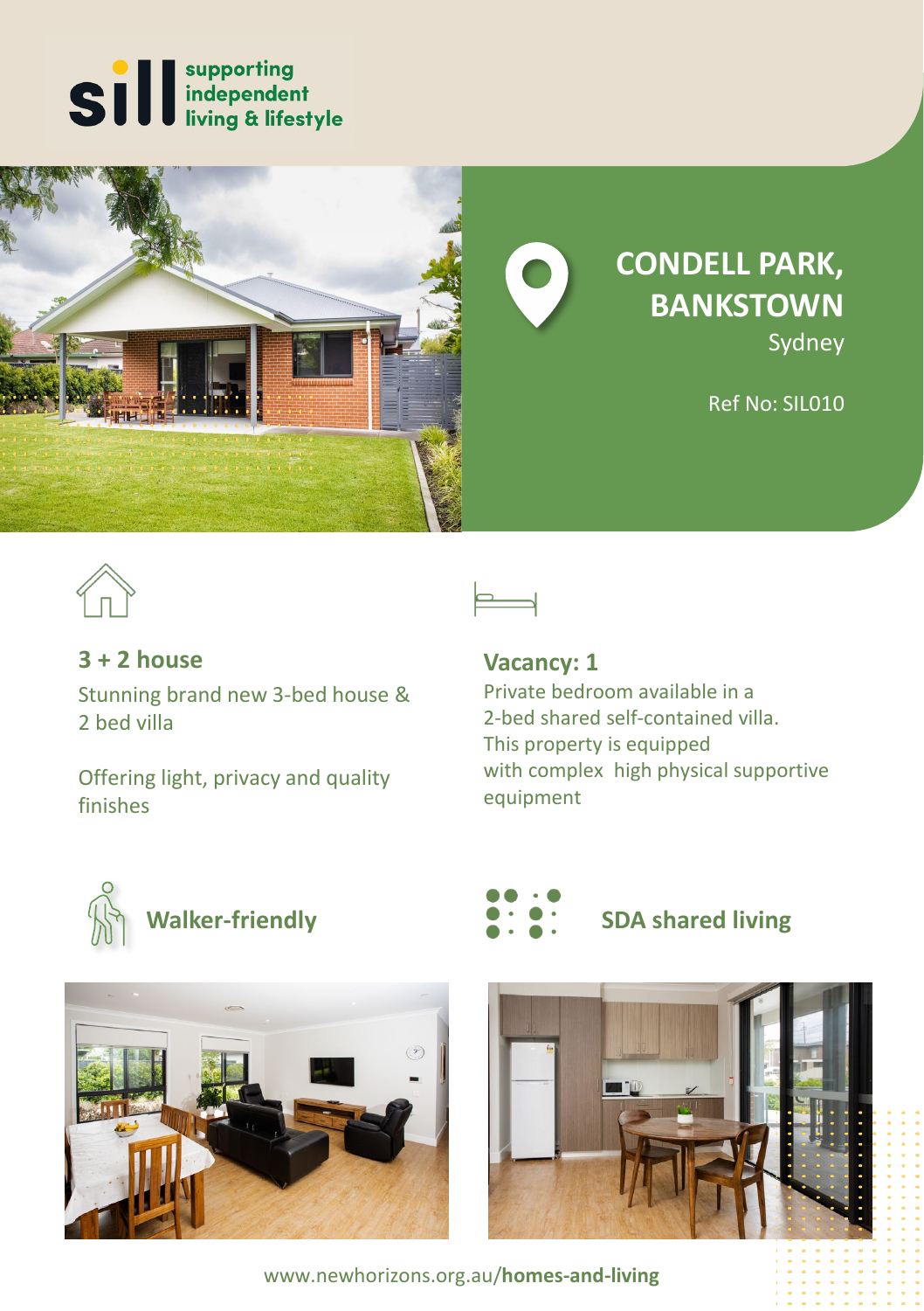sill supporting independent living & lifestyle

# CONDELL PARK, BANKSTOWN

Sydney

Ref No: SIL010

## 3 + 2 house

Stunning brand new 3-bed house & 2 bed villa

Offering light, privacy and quality finishes

## Vacancy: 1

Private bedroom available in a 2-bed shared self-contained villa. This property is equipped with complex high physical supportive equipment

**Walker-friendly**

**SDA shared living**

www.newhorizons.org.au/**homes-and-living**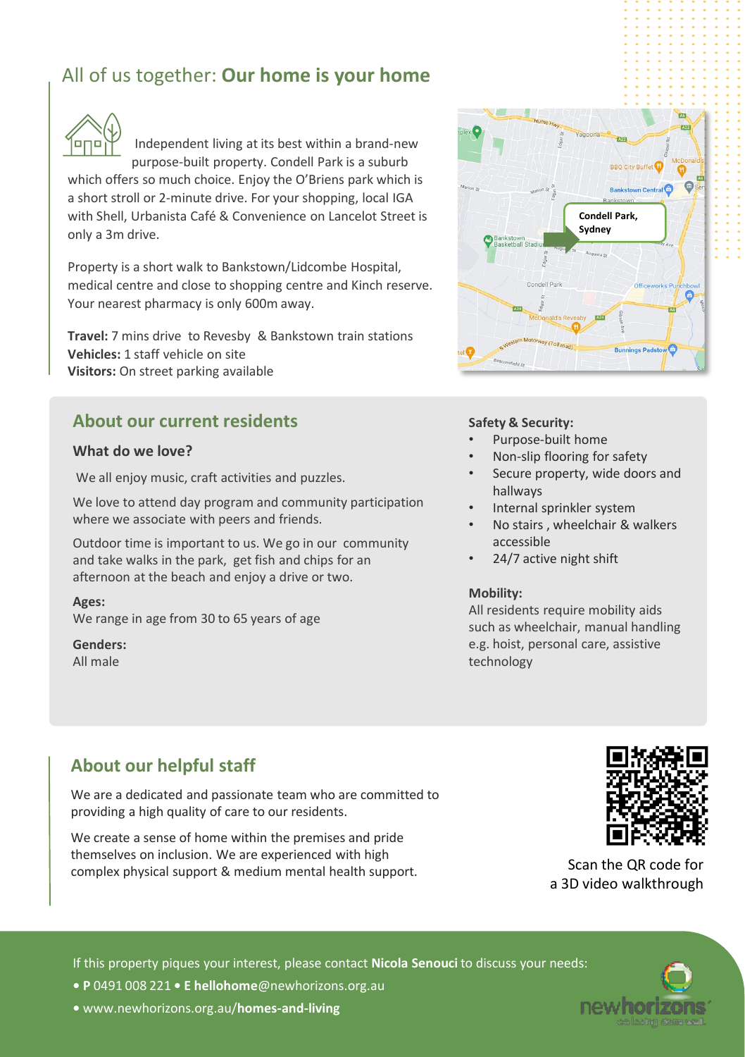# All of us together: **Our home is your home**

Independent living at its best within a brand-new purpose-built property. Condell Park is a suburb which offers so much choice. Enjoy the O'Briens park which is a short stroll or 2-minute drive. For your shopping, local IGA with Shell, Urbanista Café & Convenience on Lancelot Street is only a 3m drive.

Property is a short walk to Bankstown/Lidcombe Hospital, medical centre and close to shopping centre and Kinch reserve. Your nearest pharmacy is only 600m away.

**Travel:** 7 mins drive to Revesby & Bankstown train stations
**Vehicles:** 1 staff vehicle on site
**Visitors:** On street parking available

Condell Park, Sydney

## About our current residents

### What do we love?

We all enjoy music, craft activities and puzzles.

We love to attend day program and community participation where we associate with peers and friends.

Outdoor time is important to us. We go in our community and take walks in the park, get fish and chips for an afternoon at the beach and enjoy a drive or two.

**Ages:**
We range in age from 30 to 65 years of age

**Genders:**
All male

**Safety & Security:**

- Purpose-built home
- Non-slip flooring for safety
- Secure property, wide doors and hallways
- Internal sprinkler system
- No stairs , wheelchair & walkers accessible
- 24/7 active night shift

**Mobility:**
All residents require mobility aids such as wheelchair, manual handling e.g. hoist, personal care, assistive technology

## About our helpful staff

We are a dedicated and passionate team who are committed to providing a high quality of care to our residents.

We create a sense of home within the premises and pride themselves on inclusion. We are experienced with high complex physical support & medium mental health support.

Scan the QR code for a 3D video walkthrough

If this property piques your interest, please contact **Nicola Senouci** to discuss your needs:

- **P** 0491 008 221 • **E hellohome**@newhorizons.org.au
- www.newhorizons.org.au/**homes-and-living**